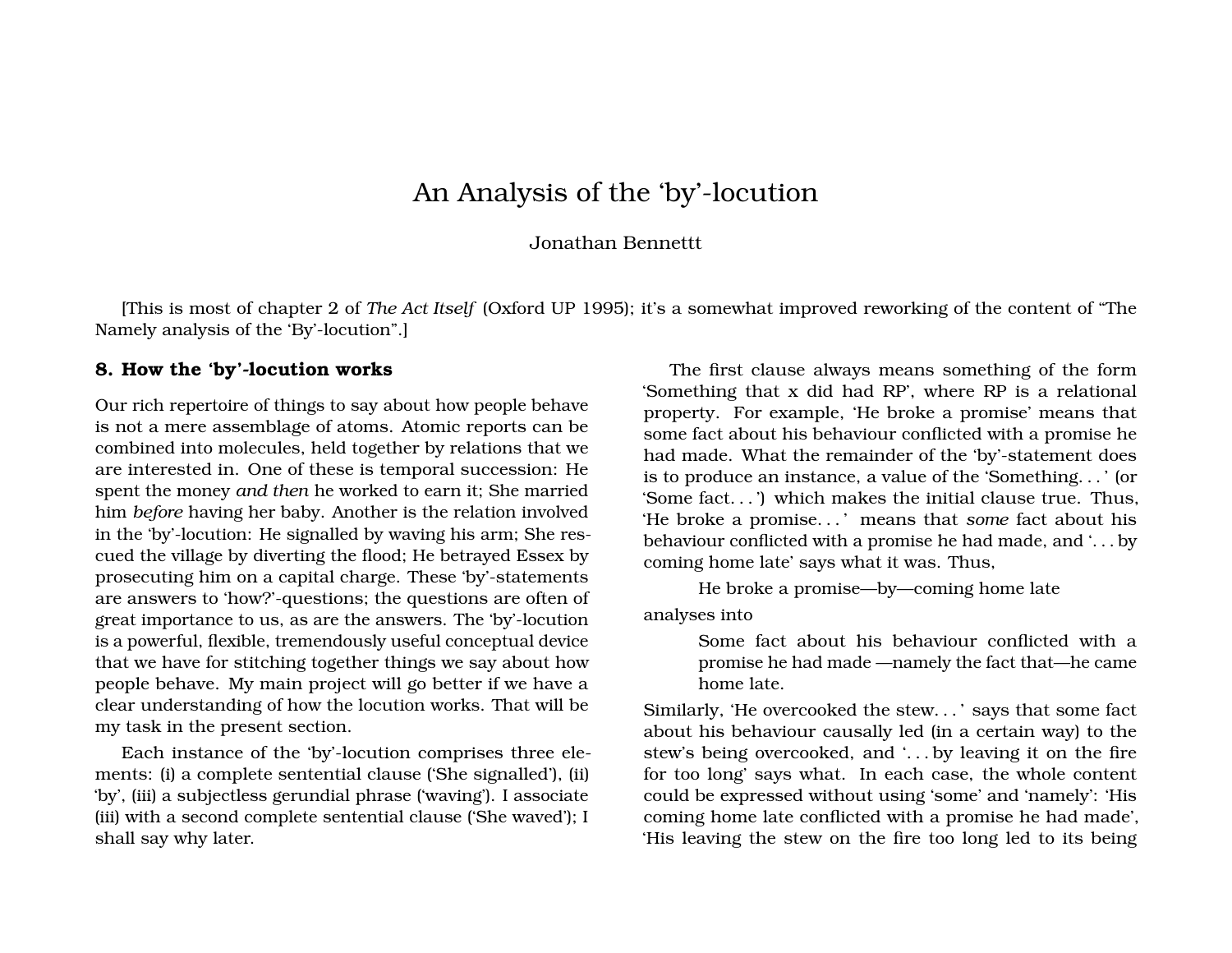# An Analysis of the 'by'-locution

Jonathan Bennettt

[This is most of chapter 2 of *The Act Itself* (Oxford UP 1995); it's a somewhat improved reworking of the content of "The Namely analysis of the 'By'-locution".]

## 8. How the 'by'-locution works

Our rich repertoire of things to say about how people behave is not a mere assemblage of atoms. Atomic reports can be combined into molecules, held together by relations that we are interested in. One of these is temporal succession: He spent the money *and then* he worked to earn it; She married him *before* having her baby. Another is the relation involved in the 'by'-locution: He signalled by waving his arm; She rescued the village by diverting the flood; He betrayed Essex by prosecuting him on a capital charge. These 'by'-statements are answers to 'how?'-questions; the questions are often of great importance to us, as are the answers. The 'by'-locution is a powerful, flexible, tremendously useful conceptual device that we have for stitching together things we say about how people behave. My main project will go better if we have a clear understanding of how the locution works. That will be my task in the present section.

Each instance of the 'by'-locution comprises three elements: (i) a complete sentential clause ('She signalled'), (ii) 'by', (iii) a subjectless gerundial phrase ('waving'). I associate (iii) with a second complete sentential clause ('She waved'); I shall say why later.

The first clause always means something of the form 'Something that x did had RP', where RP is a relational property. For example, 'He broke a promise' means that some fact about his behaviour conflicted with a promise he had made. What the remainder of the 'by'-statement does is to produce an instance, a value of the 'Something. . . ' (or 'Some fact. . . ') which makes the initial clause true. Thus, 'He broke a promise. . . ' means that *some* fact about his behaviour conflicted with a promise he had made, and '. . . by coming home late' says what it was. Thus,

> He broke a promise—by—coming home late

analyses into

> Some fact about his behaviour conflicted with a promise he had made —namely the fact that—he came home late.

Similarly, 'He overcooked the stew. . . ' says that some fact about his behaviour causally led (in a certain way) to the stew's being overcooked, and '. . . by leaving it on the fire for too long' says what. In each case, the whole content could be expressed without using 'some' and 'namely': 'His coming home late conflicted with a promise he had made', 'His leaving the stew on the fire too long led to its being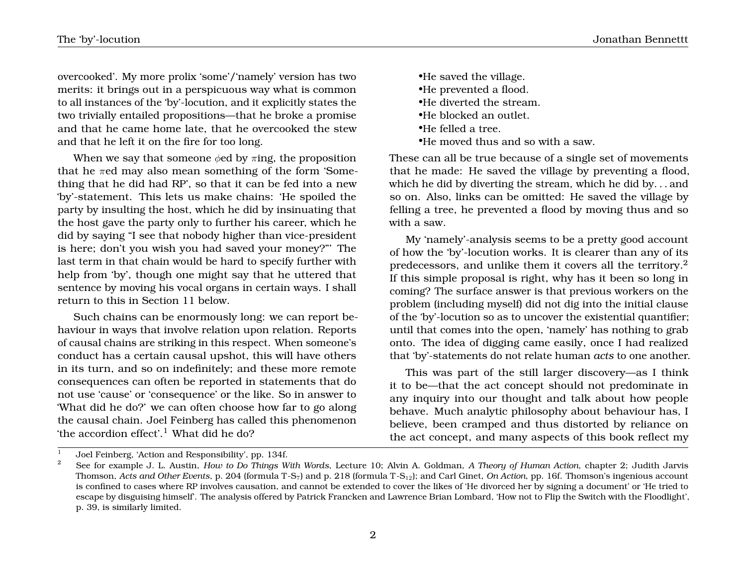overcooked'. My more prolix 'some'/'namely' version has two merits: it brings out in a perspicuous way what is common to all instances of the 'by'-locution, and it explicitly states the two trivially entailed propositions—that he broke a promise and that he came home late, that he overcooked the stew and that he left it on the fire for too long.

When we say that someone $\phi$ed by $\pi$ing, the proposition that he $\pi$ed may also mean something of the form 'Something that he did had RP', so that it can be fed into a new 'by'-statement. This lets us make chains: 'He spoiled the party by insulting the host, which he did by insinuating that the host gave the party only to further his career, which he did by saying "I see that nobody higher than vice-president is here; don't you wish you had saved your money?"' The last term in that chain would be hard to specify further with help from 'by', though one might say that he uttered that sentence by moving his vocal organs in certain ways. I shall return to this in Section 11 below.

Such chains can be enormously long: we can report behaviour in ways that involve relation upon relation. Reports of causal chains are striking in this respect. When someone's conduct has a certain causal upshot, this will have others in its turn, and so on indefinitely; and these more remote consequences can often be reported in statements that do not use 'cause' or 'consequence' or the like. So in answer to 'What did he do?' we can often choose how far to go along the causal chain. Joel Feinberg has called this phenomenon 'the accordion effect'.[1] What did he do?

- He saved the village.
- He prevented a flood.
- He diverted the stream.
- He blocked an outlet.
- He felled a tree.
- He moved thus and so with a saw.

These can all be true because of a single set of movements that he made: He saved the village by preventing a flood, which he did by diverting the stream, which he did by. . . and so on. Also, links can be omitted: He saved the village by felling a tree, he prevented a flood by moving thus and so with a saw.

My 'namely'-analysis seems to be a pretty good account of how the 'by'-locution works. It is clearer than any of its predecessors, and unlike them it covers all the territory.[2] If this simple proposal is right, why has it been so long in coming? The surface answer is that previous workers on the problem (including myself) did not dig into the initial clause of the 'by'-locution so as to uncover the existential quantifier; until that comes into the open, 'namely' has nothing to grab onto. The idea of digging came easily, once I had realized that 'by'-statements do not relate human *acts* to one another.

This was part of the still larger discovery—as I think it to be—that the act concept should not predominate in any inquiry into our thought and talk about how people behave. Much analytic philosophy about behaviour has, I believe, been cramped and thus distorted by reliance on the act concept, and many aspects of this book reflect my

---

[1] Joel Feinberg, 'Action and Responsibility', pp. 134f.

[2] See for example J. L. Austin, *How to Do Things With Words*, Lecture 10; Alvin A. Goldman, *A Theory of Human Action*, chapter 2; Judith Jarvis Thomson, *Acts and Other Events*, p. 204 (formula T-$S_7$) and p. 218 (formula T-$S_{12}$); and Carl Ginet, *On Action*, pp. 16f. Thomson's ingenious account is confined to cases where RP involves causation, and cannot be extended to cover the likes of 'He divorced her by signing a document' or 'He tried to escape by disguising himself'. The analysis offered by Patrick Francken and Lawrence Brian Lombard, 'How not to Flip the Switch with the Floodlight', p. 39, is similarly limited.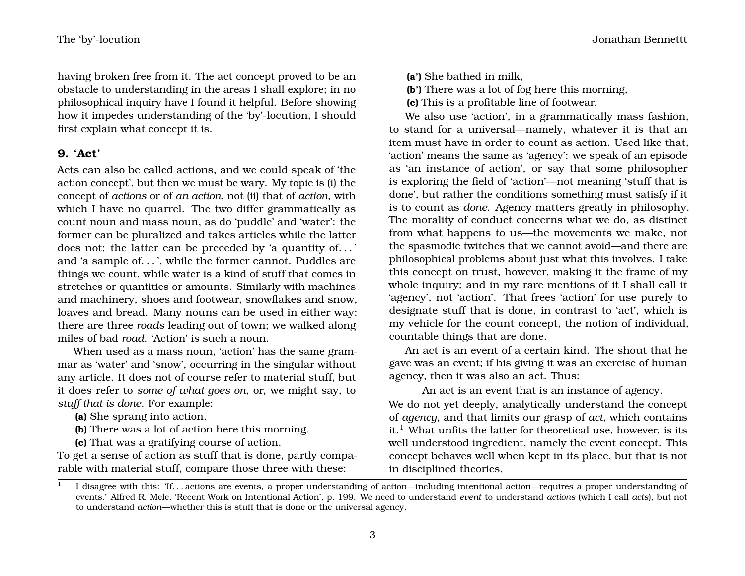having broken free from it. The act concept proved to be an obstacle to understanding in the areas I shall explore; in no philosophical inquiry have I found it helpful. Before showing how it impedes understanding of the 'by'-locution, I should first explain what concept it is.

## 9. 'Act'

Acts can also be called actions, and we could speak of 'the action concept', but then we must be wary. My topic is (i) the concept of *actions* or of *an action*, not (ii) that of *action*, with which I have no quarrel. The two differ grammatically as count noun and mass noun, as do 'puddle' and 'water': the former can be pluralized and takes articles while the latter does not; the latter can be preceded by 'a quantity of. . . ' and 'a sample of. . . ', while the former cannot. Puddles are things we count, while water is a kind of stuff that comes in stretches or quantities or amounts. Similarly with machines and machinery, shoes and footwear, snowflakes and snow, loaves and bread. Many nouns can be used in either way: there are three *roads* leading out of town; we walked along miles of bad *road*. 'Action' is such a noun.

When used as a mass noun, 'action' has the same grammar as 'water' and 'snow', occurring in the singular without any article. It does not of course refer to material stuff, but it does refer to *some of what goes on*, or, we might say, to *stuff that is done*. For example:

**(a)** She sprang into action.
**(b)** There was a lot of action here this morning.
**(c)** That was a gratifying course of action.

To get a sense of action as stuff that is done, partly comparable with material stuff, compare those three with these:

**(a')** She bathed in milk,
**(b')** There was a lot of fog here this morning,
**(c)** This is a profitable line of footwear.

We also use 'action', in a grammatically mass fashion, to stand for a universal—namely, whatever it is that an item must have in order to count as action. Used like that, 'action' means the same as 'agency': we speak of an episode as 'an instance of action', or say that some philosopher is exploring the field of 'action'—not meaning 'stuff that is done', but rather the conditions something must satisfy if it is to count as *done*. Agency matters greatly in philosophy. The morality of conduct concerns what we do, as distinct from what happens to us—the movements we make, not the spasmodic twitches that we cannot avoid—and there are philosophical problems about just what this involves. I take this concept on trust, however, making it the frame of my whole inquiry; and in my rare mentions of it I shall call it 'agency', not 'action'. That frees 'action' for use purely to designate stuff that is done, in contrast to 'act', which is my vehicle for the count concept, the notion of individual, countable things that are done.

An act is an event of a certain kind. The shout that he gave was an event; if his giving it was an exercise of human agency, then it was also an act. Thus:

An act is an event that is an instance of agency.

We do not yet deeply, analytically understand the concept of *agency*, and that limits our grasp of *act*, which contains it.[1] What unfits the latter for theoretical use, however, is its well understood ingredient, namely the event concept. This concept behaves well when kept in its place, but that is not in disciplined theories.

[1] I disagree with this: 'If. . . actions are events, a proper understanding of action—including intentional action—requires a proper understanding of events.' Alfred R. Mele, 'Recent Work on Intentional Action', p. 199. We need to understand *event* to understand *actions* (which I call *acts*), but not to understand *action*—whether this is stuff that is done or the universal agency.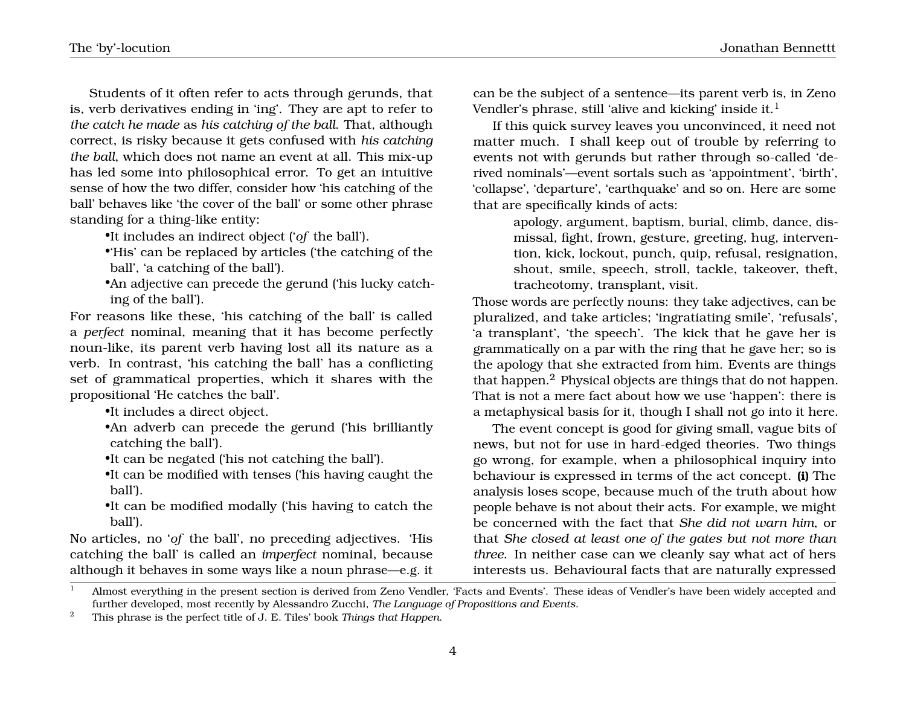Students of it often refer to acts through gerunds, that is, verb derivatives ending in 'ing'. They are apt to refer to *the catch he made* as *his catching of the ball*. That, although correct, is risky because it gets confused with *his catching the ball*, which does not name an event at all. This mix-up has led some into philosophical error. To get an intuitive sense of how the two differ, consider how 'his catching of the ball' behaves like 'the cover of the ball' or some other phrase standing for a thing-like entity:

- It includes an indirect object ('*of* the ball').
- 'His' can be replaced by articles ('the catching of the ball', 'a catching of the ball').
- An adjective can precede the gerund ('his lucky catching of the ball').

For reasons like these, 'his catching of the ball' is called a *perfect* nominal, meaning that it has become perfectly noun-like, its parent verb having lost all its nature as a verb. In contrast, 'his catching the ball' has a conflicting set of grammatical properties, which it shares with the propositional 'He catches the ball'.

- It includes a direct object.
- An adverb can precede the gerund ('his brilliantly catching the ball').
- It can be negated ('his not catching the ball').
- It can be modified with tenses ('his having caught the ball').
- It can be modified modally ('his having to catch the ball').

No articles, no '*of* the ball', no preceding adjectives. 'His catching the ball' is called an *imperfect* nominal, because although it behaves in some ways like a noun phrase—e.g. it can be the subject of a sentence—its parent verb is, in Zeno Vendler's phrase, still 'alive and kicking' inside it.[1]

If this quick survey leaves you unconvinced, it need not matter much. I shall keep out of trouble by referring to events not with gerunds but rather through so-called 'derived nominals'—event sortals such as 'appointment', 'birth', 'collapse', 'departure', 'earthquake' and so on. Here are some that are specifically kinds of acts:

> apology, argument, baptism, burial, climb, dance, dismissal, fight, frown, gesture, greeting, hug, intervention, kick, lockout, punch, quip, refusal, resignation, shout, smile, speech, stroll, tackle, takeover, theft, tracheotomy, transplant, visit.

Those words are perfectly nouns: they take adjectives, can be pluralized, and take articles; 'ingratiating smile', 'refusals', 'a transplant', 'the speech'. The kick that he gave her is grammatically on a par with the ring that he gave her; so is the apology that she extracted from him. Events are things that happen.[2] Physical objects are things that do not happen. That is not a mere fact about how we use 'happen': there is a metaphysical basis for it, though I shall not go into it here.

The event concept is good for giving small, vague bits of news, but not for use in hard-edged theories. Two things go wrong, for example, when a philosophical inquiry into behaviour is expressed in terms of the act concept. **(i)** The analysis loses scope, because much of the truth about how people behave is not about their acts. For example, we might be concerned with the fact that *She did not warn him*, or that *She closed at least one of the gates but not more than three*. In neither case can we cleanly say what act of hers interests us. Behavioural facts that are naturally expressed

---

[1] Almost everything in the present section is derived from Zeno Vendler, 'Facts and Events'. These ideas of Vendler's have been widely accepted and further developed, most recently by Alessandro Zucchi, *The Language of Propositions and Events*.

[2] This phrase is the perfect title of J. E. Tiles' book *Things that Happen*.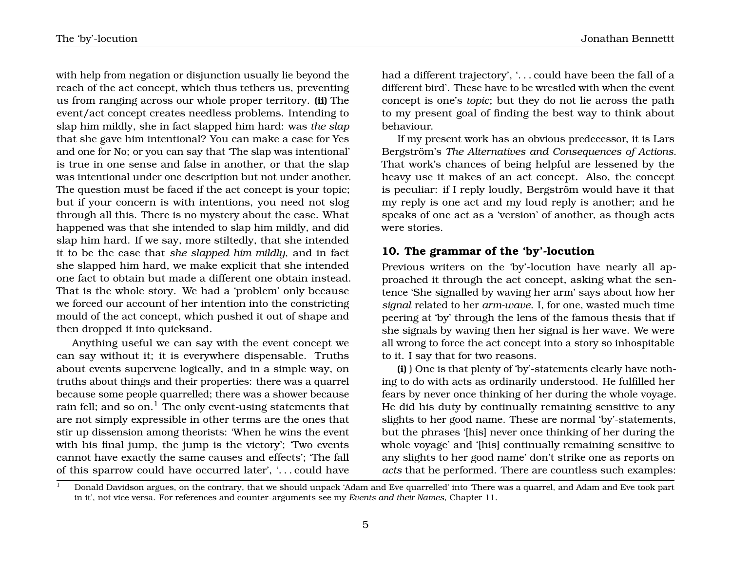with help from negation or disjunction usually lie beyond the reach of the act concept, which thus tethers us, preventing us from ranging across our whole proper territory. **(ii)** The event/act concept creates needless problems. Intending to slap him mildly, she in fact slapped him hard: was *the slap* that she gave him intentional? You can make a case for Yes and one for No; or you can say that 'The slap was intentional' is true in one sense and false in another, or that the slap was intentional under one description but not under another. The question must be faced if the act concept is your topic; but if your concern is with intentions, you need not slog through all this. There is no mystery about the case. What happened was that she intended to slap him mildly, and did slap him hard. If we say, more stiltedly, that she intended it to be the case that *she slapped him mildly*, and in fact she slapped him hard, we make explicit that she intended one fact to obtain but made a different one obtain instead. That is the whole story. We had a 'problem' only because we forced our account of her intention into the constricting mould of the act concept, which pushed it out of shape and then dropped it into quicksand.

Anything useful we can say with the event concept we can say without it; it is everywhere dispensable. Truths about events supervene logically, and in a simple way, on truths about things and their properties: there was a quarrel because some people quarrelled; there was a shower because rain fell; and so on.[1] The only event-using statements that are not simply expressible in other terms are the ones that stir up dissension among theorists: 'When he wins the event with his final jump, the jump is the victory'; 'Two events cannot have exactly the same causes and effects'; 'The fall of this sparrow could have occurred later', '. . . could have had a different trajectory', '. . . could have been the fall of a different bird'. These have to be wrestled with when the event concept is one's *topic*; but they do not lie across the path to my present goal of finding the best way to think about behaviour.

If my present work has an obvious predecessor, it is Lars Bergström's *The Alternatives and Consequences of Actions*. That work's chances of being helpful are lessened by the heavy use it makes of an act concept. Also, the concept is peculiar: if I reply loudly, Bergström would have it that my reply is one act and my loud reply is another; and he speaks of one act as a 'version' of another, as though acts were stories.

## 10. The grammar of the 'by'-locution

Previous writers on the 'by'-locution have nearly all approached it through the act concept, asking what the sentence 'She signalled by waving her arm' says about how her *signal* related to her *arm-wave*. I, for one, wasted much time peering at 'by' through the lens of the famous thesis that if she signals by waving then her signal is her wave. We were all wrong to force the act concept into a story so inhospitable to it. I say that for two reasons.

**(i)** ) One is that plenty of 'by'-statements clearly have nothing to do with acts as ordinarily understood. He fulfilled her fears by never once thinking of her during the whole voyage. He did his duty by continually remaining sensitive to any slights to her good name. These are normal 'by'-statements, but the phrases '[his] never once thinking of her during the whole voyage' and '[his] continually remaining sensitive to any slights to her good name' don't strike one as reports on *acts* that he performed. There are countless such examples:

[1] Donald Davidson argues, on the contrary, that we should unpack 'Adam and Eve quarrelled' into 'There was a quarrel, and Adam and Eve took part in it', not vice versa. For references and counter-arguments see my *Events and their Names*, Chapter 11.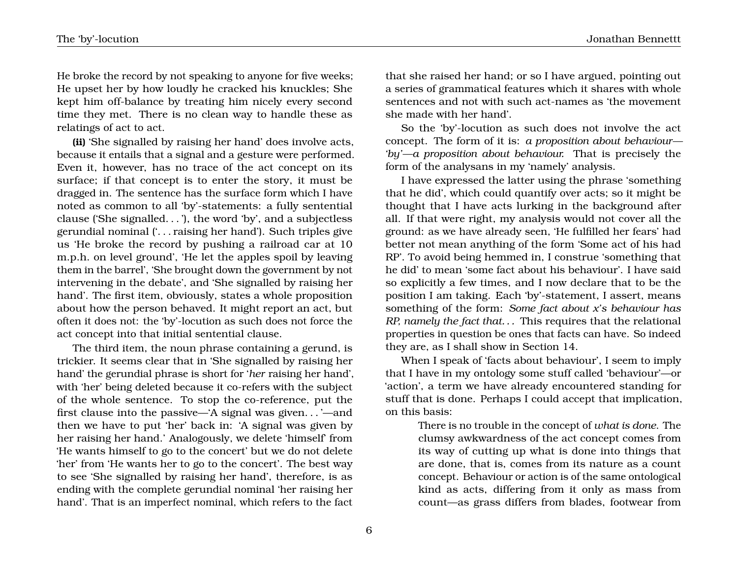He broke the record by not speaking to anyone for five weeks; He upset her by how loudly he cracked his knuckles; She kept him off-balance by treating him nicely every second time they met. There is no clean way to handle these as relatings of act to act.

**(ii)** 'She signalled by raising her hand' does involve acts, because it entails that a signal and a gesture were performed. Even it, however, has no trace of the act concept on its surface; if that concept is to enter the story, it must be dragged in. The sentence has the surface form which I have noted as common to all 'by'-statements: a fully sentential clause ('She signalled. . . '), the word 'by', and a subjectless gerundial nominal ('. . . raising her hand'). Such triples give us 'He broke the record by pushing a railroad car at 10 m.p.h. on level ground', 'He let the apples spoil by leaving them in the barrel', 'She brought down the government by not intervening in the debate', and 'She signalled by raising her hand'. The first item, obviously, states a whole proposition about how the person behaved. It might report an act, but often it does not: the 'by'-locution as such does not force the act concept into that initial sentential clause.

The third item, the noun phrase containing a gerund, is trickier. It seems clear that in 'She signalled by raising her hand' the gerundial phrase is short for '*her* raising her hand', with 'her' being deleted because it co-refers with the subject of the whole sentence. To stop the co-reference, put the first clause into the passive—'A signal was given. . . '—and then we have to put 'her' back in: 'A signal was given by her raising her hand.' Analogously, we delete 'himself' from 'He wants himself to go to the concert' but we do not delete 'her' from 'He wants her to go to the concert'. The best way to see 'She signalled by raising her hand', therefore, is as ending with the complete gerundial nominal 'her raising her hand'. That is an imperfect nominal, which refers to the fact that she raised her hand; or so I have argued, pointing out a series of grammatical features which it shares with whole sentences and not with such act-names as 'the movement she made with her hand'.

So the 'by'-locution as such does not involve the act concept. The form of it is: *a proposition about behaviour—'by'—a proposition about behaviour.* That is precisely the form of the analysans in my 'namely' analysis.

I have expressed the latter using the phrase 'something that he did', which could quantify over acts; so it might be thought that I have acts lurking in the background after all. If that were right, my analysis would not cover all the ground: as we have already seen, 'He fulfilled her fears' had better not mean anything of the form 'Some act of his had RP'. To avoid being hemmed in, I construe 'something that he did' to mean 'some fact about his behaviour'. I have said so explicitly a few times, and I now declare that to be the position I am taking. Each 'by'-statement, I assert, means something of the form: *Some fact about x's behaviour has RP, namely the fact that. . .* This requires that the relational properties in question be ones that facts can have. So indeed they are, as I shall show in Section 14.

When I speak of 'facts about behaviour', I seem to imply that I have in my ontology some stuff called 'behaviour'—or 'action', a term we have already encountered standing for stuff that is done. Perhaps I could accept that implication, on this basis:

> There is no trouble in the concept of *what is done*. The clumsy awkwardness of the act concept comes from its way of cutting up what is done into things that are done, that is, comes from its nature as a count concept. Behaviour or action is of the same ontological kind as acts, differing from it only as mass from count—as grass differs from blades, footwear from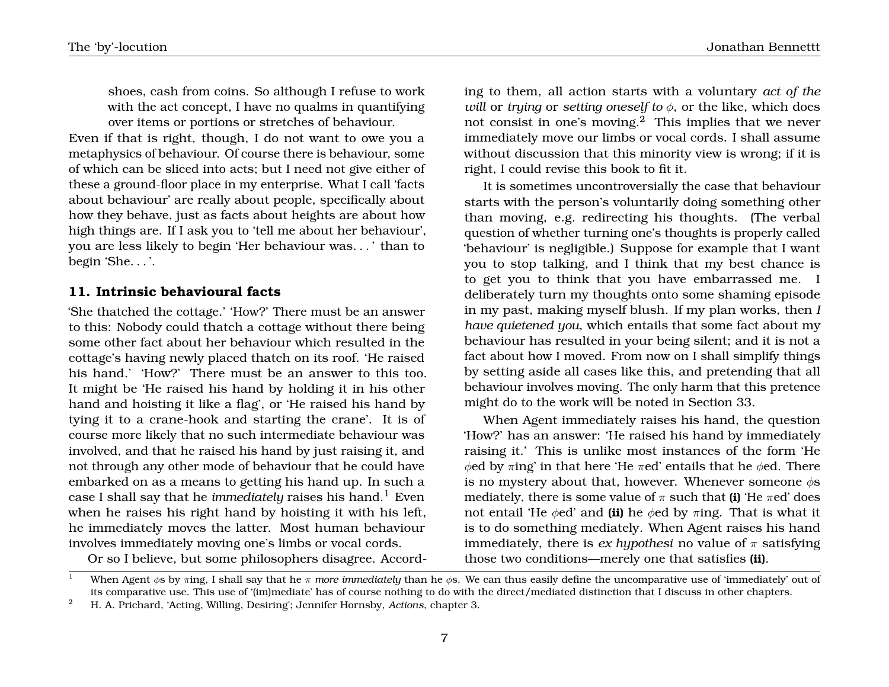shoes, cash from coins. So although I refuse to work with the act concept, I have no qualms in quantifying over items or portions or stretches of behaviour.

Even if that is right, though, I do not want to owe you a metaphysics of behaviour. Of course there is behaviour, some of which can be sliced into acts; but I need not give either of these a ground-floor place in my enterprise. What I call 'facts about behaviour' are really about people, specifically about how they behave, just as facts about heights are about how high things are. If I ask you to 'tell me about her behaviour', you are less likely to begin 'Her behaviour was. . . ' than to begin 'She. . . '.

## 11. Intrinsic behavioural facts

'She thatched the cottage.' 'How?' There must be an answer to this: Nobody could thatch a cottage without there being some other fact about her behaviour which resulted in the cottage's having newly placed thatch on its roof. 'He raised his hand.' 'How?' There must be an answer to this too. It might be 'He raised his hand by holding it in his other hand and hoisting it like a flag', or 'He raised his hand by tying it to a crane-hook and starting the crane'. It is of course more likely that no such intermediate behaviour was involved, and that he raised his hand by just raising it, and not through any other mode of behaviour that he could have embarked on as a means to getting his hand up. In such a case I shall say that he *immediately* raises his hand.[1] Even when he raises his right hand by hoisting it with his left, he immediately moves the latter. Most human behaviour involves immediately moving one's limbs or vocal cords.

Or so I believe, but some philosophers disagree. According to them, all action starts with a voluntary *act of the will* or *trying* or *setting oneself to* $\phi$, or the like, which does not consist in one's moving.[2] This implies that we never immediately move our limbs or vocal cords. I shall assume without discussion that this minority view is wrong; if it is right, I could revise this book to fit it.

It is sometimes uncontroversially the case that behaviour starts with the person's voluntarily doing something other than moving, e.g. redirecting his thoughts. (The verbal question of whether turning one's thoughts is properly called 'behaviour' is negligible.) Suppose for example that I want you to stop talking, and I think that my best chance is to get you to think that you have embarrassed me. I deliberately turn my thoughts onto some shaming episode in my past, making myself blush. If my plan works, then *I have quietened you*, which entails that some fact about my behaviour has resulted in your being silent; and it is not a fact about how I moved. From now on I shall simplify things by setting aside all cases like this, and pretending that all behaviour involves moving. The only harm that this pretence might do to the work will be noted in Section 33.

When Agent immediately raises his hand, the question 'How?' has an answer: 'He raised his hand by immediately raising it.' This is unlike most instances of the form 'He $\phi$ed by $\pi$ing' in that here 'He $\pi$ed' entails that he $\phi$ed. There is no mystery about that, however. Whenever someone $\phi$s mediately, there is some value of $\pi$ such that **(i)** 'He $\pi$ed' does not entail 'He $\phi$ed' and **(ii)** he $\phi$ed by $\pi$ing. That is what it is to do something mediately. When Agent raises his hand immediately, there is *ex hypothesi* no value of $\pi$ satisfying those two conditions—merely one that satisfies **(ii)**.

---

[1] When Agent $\phi$s by $\pi$ing, I shall say that he $\pi$ *more immediately* than he $\phi$s. We can thus easily define the uncomparative use of 'immediately' out of its comparative use. This use of '(im)mediate' has of course nothing to do with the direct/mediated distinction that I discuss in other chapters.

[2] H. A. Prichard, 'Acting, Willing, Desiring'; Jennifer Hornsby, *Actions*, chapter 3.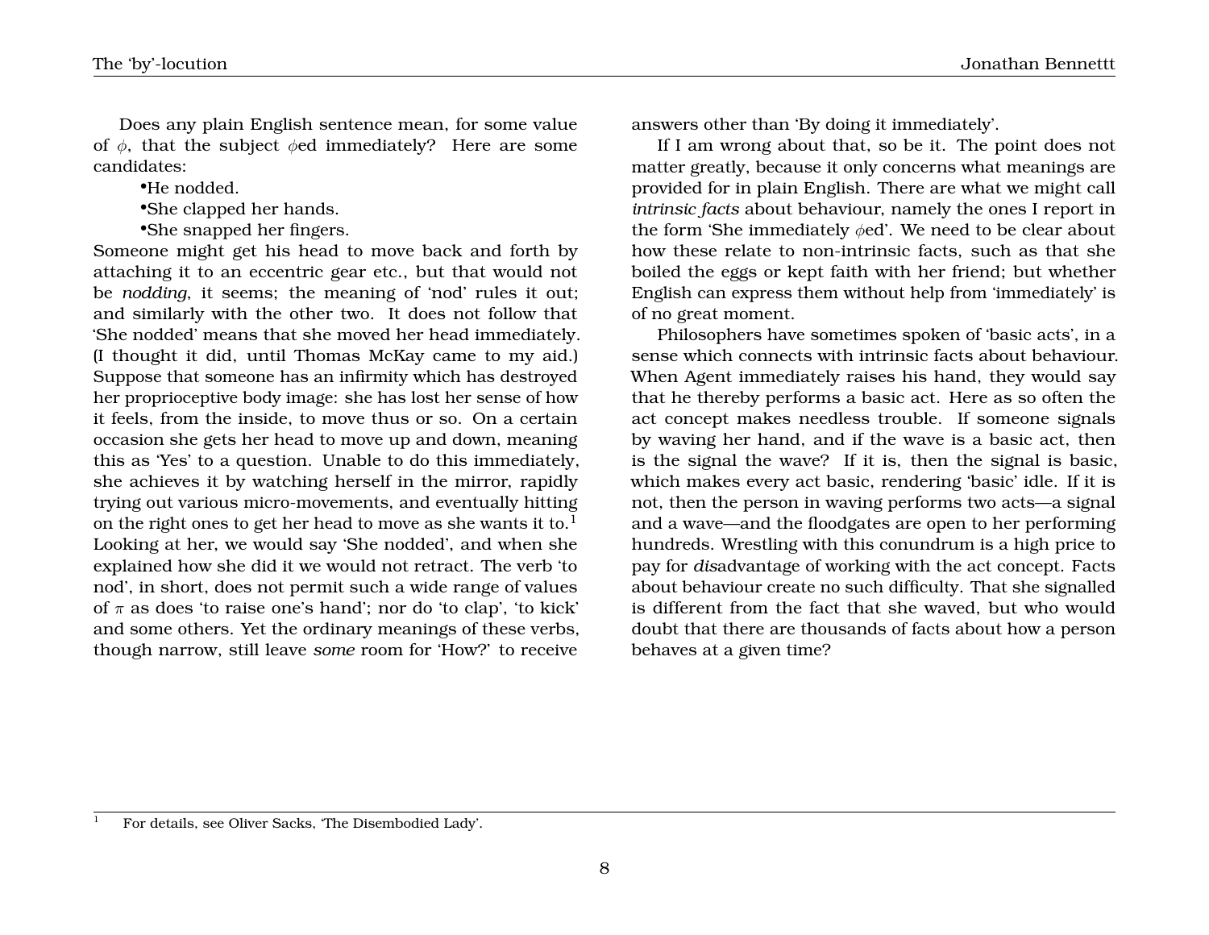Does any plain English sentence mean, for some value of $\phi$, that the subject $\phi$ed immediately? Here are some candidates:

- He nodded.
- She clapped her hands.
- She snapped her fingers.

Someone might get his head to move back and forth by attaching it to an eccentric gear etc., but that would not be *nodding*, it seems; the meaning of 'nod' rules it out; and similarly with the other two. It does not follow that 'She nodded' means that she moved her head immediately. (I thought it did, until Thomas McKay came to my aid.) Suppose that someone has an infirmity which has destroyed her proprioceptive body image: she has lost her sense of how it feels, from the inside, to move thus or so. On a certain occasion she gets her head to move up and down, meaning this as 'Yes' to a question. Unable to do this immediately, she achieves it by watching herself in the mirror, rapidly trying out various micro-movements, and eventually hitting on the right ones to get her head to move as she wants it to.[1] Looking at her, we would say 'She nodded', and when she explained how she did it we would not retract. The verb 'to nod', in short, does not permit such a wide range of values of $\pi$ as does 'to raise one's hand'; nor do 'to clap', 'to kick' and some others. Yet the ordinary meanings of these verbs, though narrow, still leave *some* room for 'How?' to receive answers other than 'By doing it immediately'.

If I am wrong about that, so be it. The point does not matter greatly, because it only concerns what meanings are provided for in plain English. There are what we might call *intrinsic facts* about behaviour, namely the ones I report in the form 'She immediately $\phi$ed'. We need to be clear about how these relate to non-intrinsic facts, such as that she boiled the eggs or kept faith with her friend; but whether English can express them without help from 'immediately' is of no great moment.

Philosophers have sometimes spoken of 'basic acts', in a sense which connects with intrinsic facts about behaviour. When Agent immediately raises his hand, they would say that he thereby performs a basic act. Here as so often the act concept makes needless trouble. If someone signals by waving her hand, and if the wave is a basic act, then is the signal the wave? If it is, then the signal is basic, which makes every act basic, rendering 'basic' idle. If it is not, then the person in waving performs two acts—a signal and a wave—and the floodgates are open to her performing hundreds. Wrestling with this conundrum is a high price to pay for *dis*advantage of working with the act concept. Facts about behaviour create no such difficulty. That she signalled is different from the fact that she waved, but who would doubt that there are thousands of facts about how a person behaves at a given time?

[1] For details, see Oliver Sacks, 'The Disembodied Lady'.